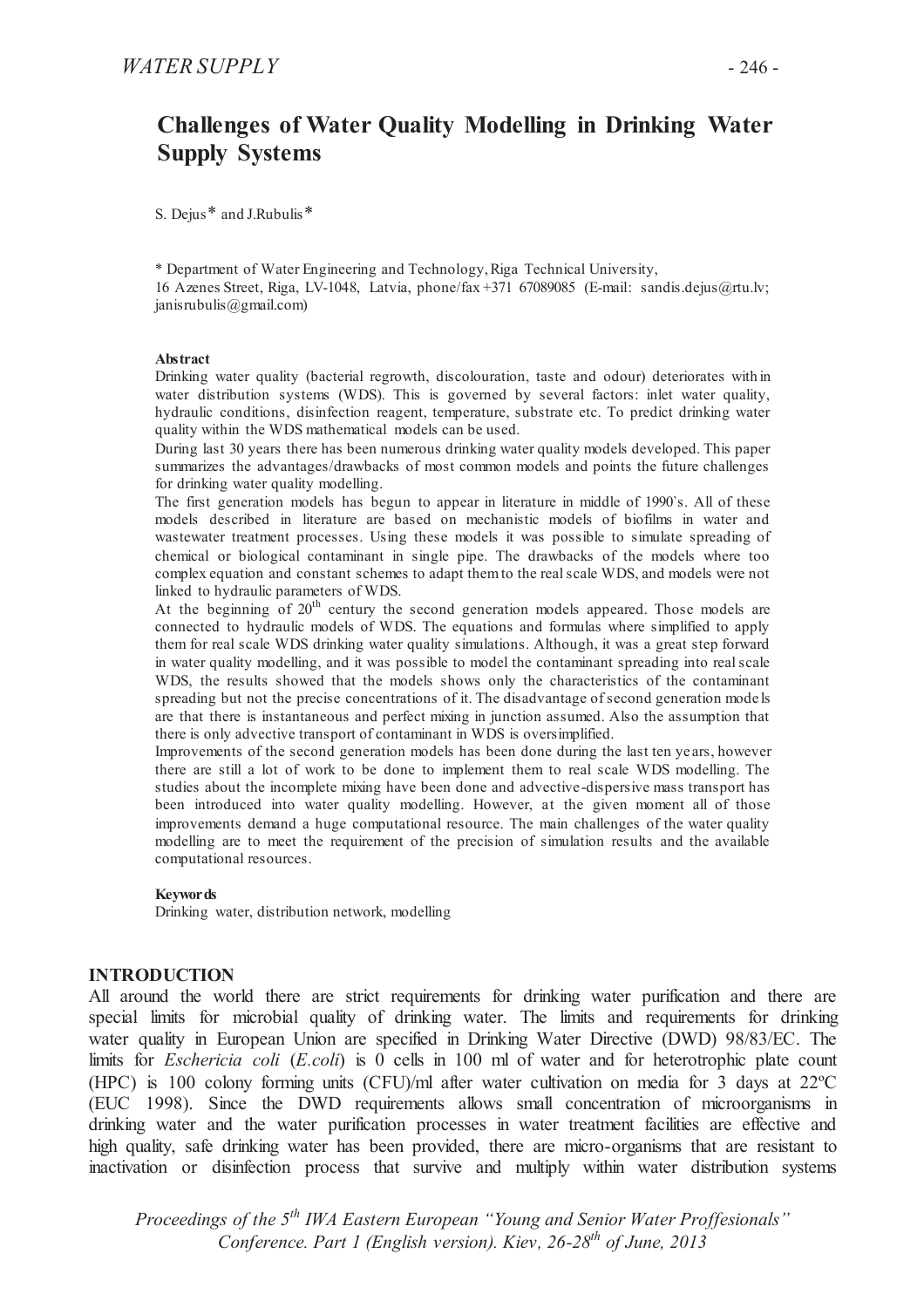# Challenges of Water Quality Modelling in Drinking Water Supply Systems

S. Dejus* and J.Rubulis*

* Department of Water Engineering and Technology, Riga Technical University, 16 Azenes Street, Riga, LV-1048, Latvia, phone/fax +371 67089085 (E-mail: sandis.dejus@rtu.lv; janisrubulis@gmail.com)

**Abstract**

Drinking water quality (bacterial regrowth, discolouration, taste and odour) deteriorates within water distribution systems (WDS). This is governed by several factors: inlet water quality, hydraulic conditions, disinfection reagent, temperature, substrate etc. To predict drinking water quality within the WDS mathematical models can be used.

During last 30 years there has been numerous drinking water quality models developed. This paper summarizes the advantages/drawbacks of most common models and points the future challenges for drinking water quality modelling.

The first generation models has begun to appear in literature in middle of 1990`s. All of these models described in literature are based on mechanistic models of biofilms in water and wastewater treatment processes. Using these models it was possible to simulate spreading of chemical or biological contaminant in single pipe. The drawbacks of the models where too complex equation and constant schemes to adapt them to the real scale WDS, and models were not linked to hydraulic parameters of WDS.

At the beginning of 20[th] century the second generation models appeared. Those models are connected to hydraulic models of WDS. The equations and formulas where simplified to apply them for real scale WDS drinking water quality simulations. Although, it was a great step forward in water quality modelling, and it was possible to model the contaminant spreading into real scale WDS, the results showed that the models shows only the characteristics of the contaminant spreading but not the precise concentrations of it. The disadvantage of second generation models are that there is instantaneous and perfect mixing in junction assumed. Also the assumption that there is only advective transport of contaminant in WDS is oversimplified.

Improvements of the second generation models has been done during the last ten years, however there are still a lot of work to be done to implement them to real scale WDS modelling. The studies about the incomplete mixing have been done and advective-dispersive mass transport has been introduced into water quality modelling. However, at the given moment all of those improvements demand a huge computational resource. The main challenges of the water quality modelling are to meet the requirement of the precision of simulation results and the available computational resources.

**Keywords**

Drinking water, distribution network, modelling

## INTRODUCTION

All around the world there are strict requirements for drinking water purification and there are special limits for microbial quality of drinking water. The limits and requirements for drinking water quality in European Union are specified in Drinking Water Directive (DWD) 98/83/EC. The limits for *Eschericia coli* (*E.coli*) is 0 cells in 100 ml of water and for heterotrophic plate count (HPC) is 100 colony forming units (CFU)/ml after water cultivation on media for 3 days at 22ºC (EUC 1998). Since the DWD requirements allows small concentration of microorganisms in drinking water and the water purification processes in water treatment facilities are effective and high quality, safe drinking water has been provided, there are micro-organisms that are resistant to inactivation or disinfection process that survive and multiply within water distribution systems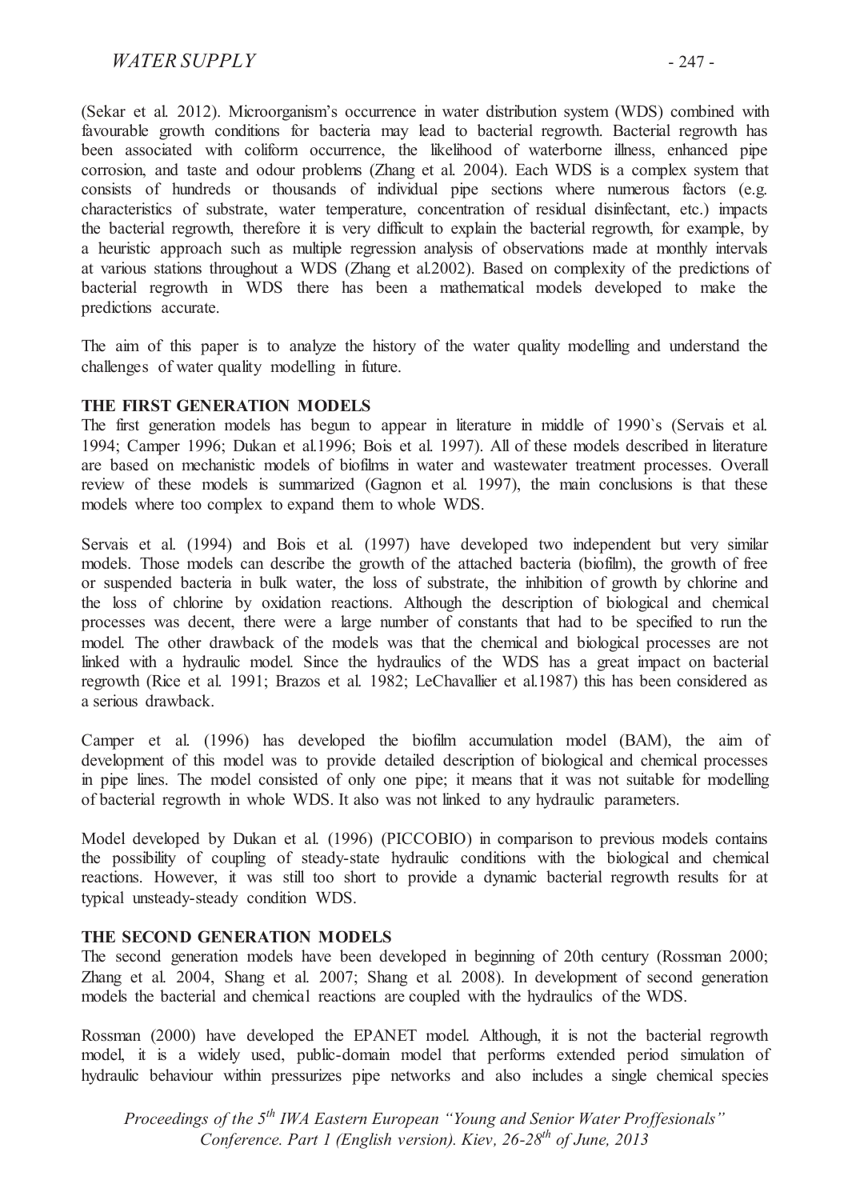(Sekar et al. 2012). Microorganism's occurrence in water distribution system (WDS) combined with favourable growth conditions for bacteria may lead to bacterial regrowth. Bacterial regrowth has been associated with coliform occurrence, the likelihood of waterborne illness, enhanced pipe corrosion, and taste and odour problems (Zhang et al. 2004). Each WDS is a complex system that consists of hundreds or thousands of individual pipe sections where numerous factors (e.g. characteristics of substrate, water temperature, concentration of residual disinfectant, etc.) impacts the bacterial regrowth, therefore it is very difficult to explain the bacterial regrowth, for example, by a heuristic approach such as multiple regression analysis of observations made at monthly intervals at various stations throughout a WDS (Zhang et al.2002). Based on complexity of the predictions of bacterial regrowth in WDS there has been a mathematical models developed to make the predictions accurate.

The aim of this paper is to analyze the history of the water quality modelling and understand the challenges of water quality modelling in future.

## THE FIRST GENERATION MODELS

The first generation models has begun to appear in literature in middle of 1990`s (Servais et al. 1994; Camper 1996; Dukan et al.1996; Bois et al. 1997). All of these models described in literature are based on mechanistic models of biofilms in water and wastewater treatment processes. Overall review of these models is summarized (Gagnon et al. 1997), the main conclusions is that these models where too complex to expand them to whole WDS.

Servais et al. (1994) and Bois et al. (1997) have developed two independent but very similar models. Those models can describe the growth of the attached bacteria (biofilm), the growth of free or suspended bacteria in bulk water, the loss of substrate, the inhibition of growth by chlorine and the loss of chlorine by oxidation reactions. Although the description of biological and chemical processes was decent, there were a large number of constants that had to be specified to run the model. The other drawback of the models was that the chemical and biological processes are not linked with a hydraulic model. Since the hydraulics of the WDS has a great impact on bacterial regrowth (Rice et al. 1991; Brazos et al. 1982; LeChavallier et al.1987) this has been considered as a serious drawback.

Camper et al. (1996) has developed the biofilm accumulation model (BAM), the aim of development of this model was to provide detailed description of biological and chemical processes in pipe lines. The model consisted of only one pipe; it means that it was not suitable for modelling of bacterial regrowth in whole WDS. It also was not linked to any hydraulic parameters.

Model developed by Dukan et al. (1996) (PICCOBIO) in comparison to previous models contains the possibility of coupling of steady-state hydraulic conditions with the biological and chemical reactions. However, it was still too short to provide a dynamic bacterial regrowth results for at typical unsteady-steady condition WDS.

## THE SECOND GENERATION MODELS

The second generation models have been developed in beginning of 20th century (Rossman 2000; Zhang et al. 2004, Shang et al. 2007; Shang et al. 2008). In development of second generation models the bacterial and chemical reactions are coupled with the hydraulics of the WDS.

Rossman (2000) have developed the EPANET model. Although, it is not the bacterial regrowth model, it is a widely used, public-domain model that performs extended period simulation of hydraulic behaviour within pressurizes pipe networks and also includes a single chemical species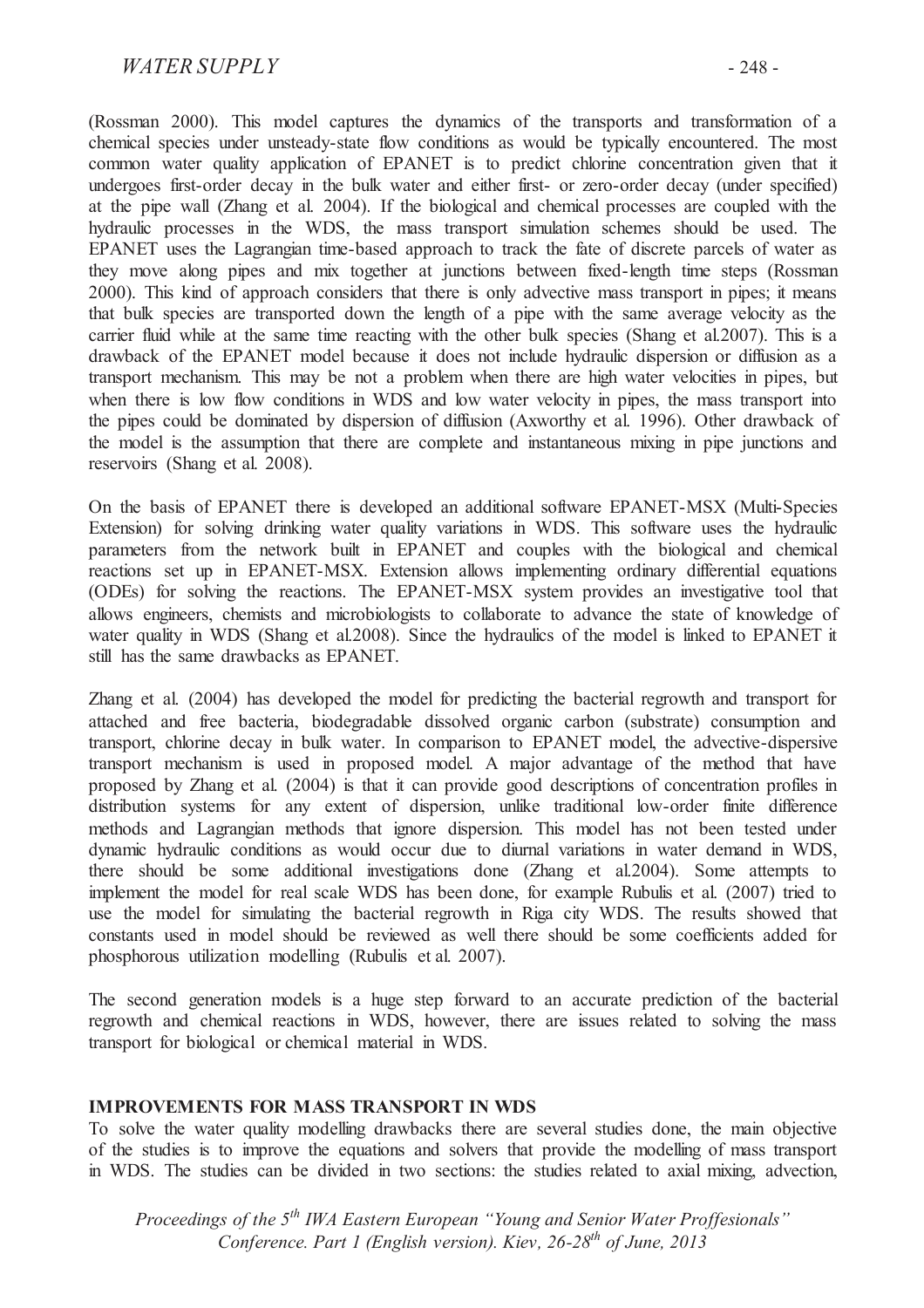(Rossman 2000). This model captures the dynamics of the transports and transformation of a chemical species under unsteady-state flow conditions as would be typically encountered. The most common water quality application of EPANET is to predict chlorine concentration given that it undergoes first-order decay in the bulk water and either first- or zero-order decay (under specified) at the pipe wall (Zhang et al. 2004). If the biological and chemical processes are coupled with the hydraulic processes in the WDS, the mass transport simulation schemes should be used. The EPANET uses the Lagrangian time-based approach to track the fate of discrete parcels of water as they move along pipes and mix together at junctions between fixed-length time steps (Rossman 2000). This kind of approach considers that there is only advective mass transport in pipes; it means that bulk species are transported down the length of a pipe with the same average velocity as the carrier fluid while at the same time reacting with the other bulk species (Shang et al.2007). This is a drawback of the EPANET model because it does not include hydraulic dispersion or diffusion as a transport mechanism. This may be not a problem when there are high water velocities in pipes, but when there is low flow conditions in WDS and low water velocity in pipes, the mass transport into the pipes could be dominated by dispersion of diffusion (Axworthy et al. 1996). Other drawback of the model is the assumption that there are complete and instantaneous mixing in pipe junctions and reservoirs (Shang et al. 2008).

On the basis of EPANET there is developed an additional software EPANET-MSX (Multi-Species Extension) for solving drinking water quality variations in WDS. This software uses the hydraulic parameters from the network built in EPANET and couples with the biological and chemical reactions set up in EPANET-MSX. Extension allows implementing ordinary differential equations (ODEs) for solving the reactions. The EPANET-MSX system provides an investigative tool that allows engineers, chemists and microbiologists to collaborate to advance the state of knowledge of water quality in WDS (Shang et al.2008). Since the hydraulics of the model is linked to EPANET it still has the same drawbacks as EPANET.

Zhang et al. (2004) has developed the model for predicting the bacterial regrowth and transport for attached and free bacteria, biodegradable dissolved organic carbon (substrate) consumption and transport, chlorine decay in bulk water. In comparison to EPANET model, the advective-dispersive transport mechanism is used in proposed model. A major advantage of the method that have proposed by Zhang et al. (2004) is that it can provide good descriptions of concentration profiles in distribution systems for any extent of dispersion, unlike traditional low-order finite difference methods and Lagrangian methods that ignore dispersion. This model has not been tested under dynamic hydraulic conditions as would occur due to diurnal variations in water demand in WDS, there should be some additional investigations done (Zhang et al.2004). Some attempts to implement the model for real scale WDS has been done, for example Rubulis et al. (2007) tried to use the model for simulating the bacterial regrowth in Riga city WDS. The results showed that constants used in model should be reviewed as well there should be some coefficients added for phosphorous utilization modelling (Rubulis et al. 2007).

The second generation models is a huge step forward to an accurate prediction of the bacterial regrowth and chemical reactions in WDS, however, there are issues related to solving the mass transport for biological or chemical material in WDS.

## IMPROVEMENTS FOR MASS TRANSPORT IN WDS

To solve the water quality modelling drawbacks there are several studies done, the main objective of the studies is to improve the equations and solvers that provide the modelling of mass transport in WDS. The studies can be divided in two sections: the studies related to axial mixing, advection,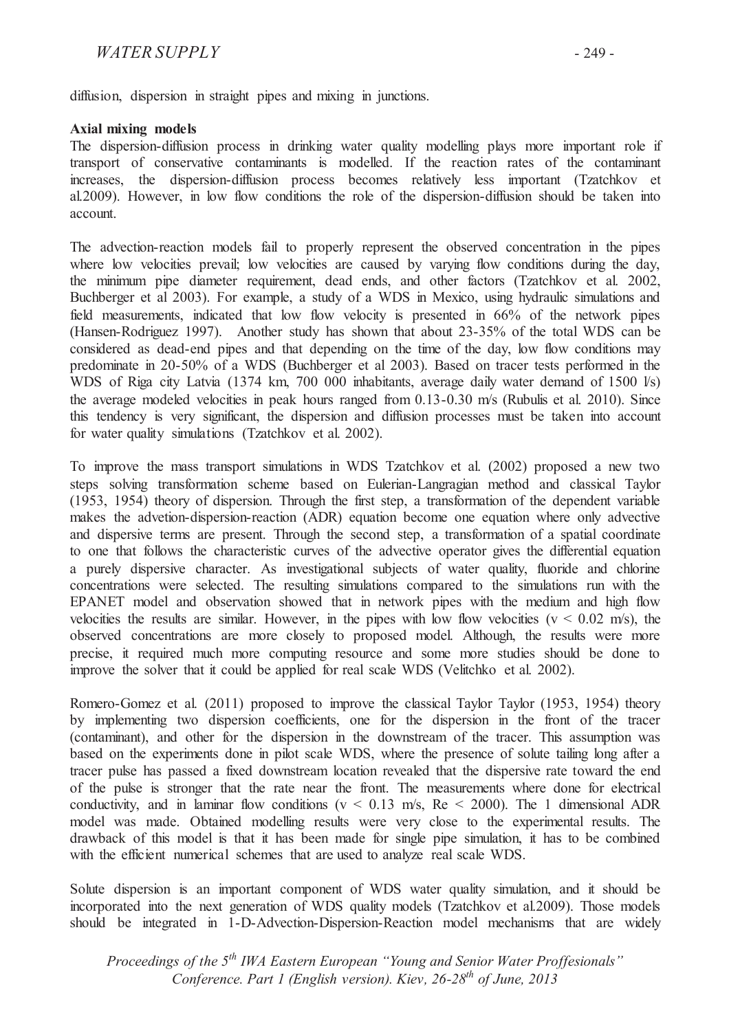diffusion, dispersion in straight pipes and mixing in junctions.

**Axial mixing models**

The dispersion-diffusion process in drinking water quality modelling plays more important role if transport of conservative contaminants is modelled. If the reaction rates of the contaminant increases, the dispersion-diffusion process becomes relatively less important (Tzatchkov et al.2009). However, in low flow conditions the role of the dispersion-diffusion should be taken into account.

The advection-reaction models fail to properly represent the observed concentration in the pipes where low velocities prevail; low velocities are caused by varying flow conditions during the day, the minimum pipe diameter requirement, dead ends, and other factors (Tzatchkov et al. 2002, Buchberger et al 2003). For example, a study of a WDS in Mexico, using hydraulic simulations and field measurements, indicated that low flow velocity is presented in 66% of the network pipes (Hansen-Rodriguez 1997). Another study has shown that about 23-35% of the total WDS can be considered as dead-end pipes and that depending on the time of the day, low flow conditions may predominate in 20-50% of a WDS (Buchberger et al 2003). Based on tracer tests performed in the WDS of Riga city Latvia (1374 km, 700 000 inhabitants, average daily water demand of 1500 l/s) the average modeled velocities in peak hours ranged from 0.13-0.30 m/s (Rubulis et al. 2010). Since this tendency is very significant, the dispersion and diffusion processes must be taken into account for water quality simulations (Tzatchkov et al. 2002).

To improve the mass transport simulations in WDS Tzatchkov et al. (2002) proposed a new two steps solving transformation scheme based on Eulerian-Langragian method and classical Taylor (1953, 1954) theory of dispersion. Through the first step, a transformation of the dependent variable makes the advetion-dispersion-reaction (ADR) equation become one equation where only advective and dispersive terms are present. Through the second step, a transformation of a spatial coordinate to one that follows the characteristic curves of the advective operator gives the differential equation a purely dispersive character. As investigational subjects of water quality, fluoride and chlorine concentrations were selected. The resulting simulations compared to the simulations run with the EPANET model and observation showed that in network pipes with the medium and high flow velocities the results are similar. However, in the pipes with low flow velocities ($v < 0.02$ m/s), the observed concentrations are more closely to proposed model. Although, the results were more precise, it required much more computing resource and some more studies should be done to improve the solver that it could be applied for real scale WDS (Velitchko et al. 2002).

Romero-Gomez et al. (2011) proposed to improve the classical Taylor Taylor (1953, 1954) theory by implementing two dispersion coefficients, one for the dispersion in the front of the tracer (contaminant), and other for the dispersion in the downstream of the tracer. This assumption was based on the experiments done in pilot scale WDS, where the presence of solute tailing long after a tracer pulse has passed a fixed downstream location revealed that the dispersive rate toward the end of the pulse is stronger that the rate near the front. The measurements where done for electrical conductivity, and in laminar flow conditions ($v < 0.13$ m/s, $Re < 2000$). The 1 dimensional ADR model was made. Obtained modelling results were very close to the experimental results. The drawback of this model is that it has been made for single pipe simulation, it has to be combined with the efficient numerical schemes that are used to analyze real scale WDS.

Solute dispersion is an important component of WDS water quality simulation, and it should be incorporated into the next generation of WDS quality models (Tzatchkov et al.2009). Those models should be integrated in 1-D-Advection-Dispersion-Reaction model mechanisms that are widely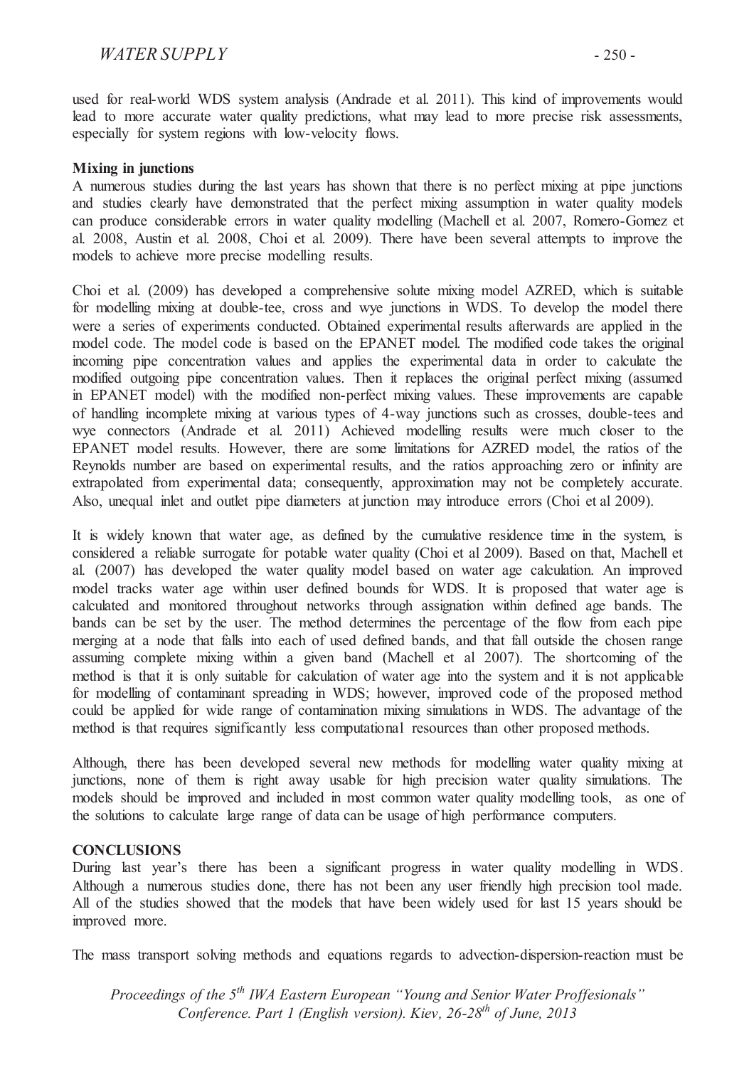used for real-world WDS system analysis (Andrade et al. 2011). This kind of improvements would lead to more accurate water quality predictions, what may lead to more precise risk assessments, especially for system regions with low-velocity flows.

**Mixing in junctions**

A numerous studies during the last years has shown that there is no perfect mixing at pipe junctions and studies clearly have demonstrated that the perfect mixing assumption in water quality models can produce considerable errors in water quality modelling (Machell et al. 2007, Romero-Gomez et al. 2008, Austin et al. 2008, Choi et al. 2009). There have been several attempts to improve the models to achieve more precise modelling results.

Choi et al. (2009) has developed a comprehensive solute mixing model AZRED, which is suitable for modelling mixing at double-tee, cross and wye junctions in WDS. To develop the model there were a series of experiments conducted. Obtained experimental results afterwards are applied in the model code. The model code is based on the EPANET model. The modified code takes the original incoming pipe concentration values and applies the experimental data in order to calculate the modified outgoing pipe concentration values. Then it replaces the original perfect mixing (assumed in EPANET model) with the modified non-perfect mixing values. These improvements are capable of handling incomplete mixing at various types of 4-way junctions such as crosses, double-tees and wye connectors (Andrade et al. 2011) Achieved modelling results were much closer to the EPANET model results. However, there are some limitations for AZRED model, the ratios of the Reynolds number are based on experimental results, and the ratios approaching zero or infinity are extrapolated from experimental data; consequently, approximation may not be completely accurate. Also, unequal inlet and outlet pipe diameters at junction may introduce errors (Choi et al 2009).

It is widely known that water age, as defined by the cumulative residence time in the system, is considered a reliable surrogate for potable water quality (Choi et al 2009). Based on that, Machell et al. (2007) has developed the water quality model based on water age calculation. An improved model tracks water age within user defined bounds for WDS. It is proposed that water age is calculated and monitored throughout networks through assignation within defined age bands. The bands can be set by the user. The method determines the percentage of the flow from each pipe merging at a node that falls into each of used defined bands, and that fall outside the chosen range assuming complete mixing within a given band (Machell et al 2007). The shortcoming of the method is that it is only suitable for calculation of water age into the system and it is not applicable for modelling of contaminant spreading in WDS; however, improved code of the proposed method could be applied for wide range of contamination mixing simulations in WDS. The advantage of the method is that requires significantly less computational resources than other proposed methods.

Although, there has been developed several new methods for modelling water quality mixing at junctions, none of them is right away usable for high precision water quality simulations. The models should be improved and included in most common water quality modelling tools, as one of the solutions to calculate large range of data can be usage of high performance computers.

## CONCLUSIONS

During last year's there has been a significant progress in water quality modelling in WDS. Although a numerous studies done, there has not been any user friendly high precision tool made. All of the studies showed that the models that have been widely used for last 15 years should be improved more.

The mass transport solving methods and equations regards to advection-dispersion-reaction must be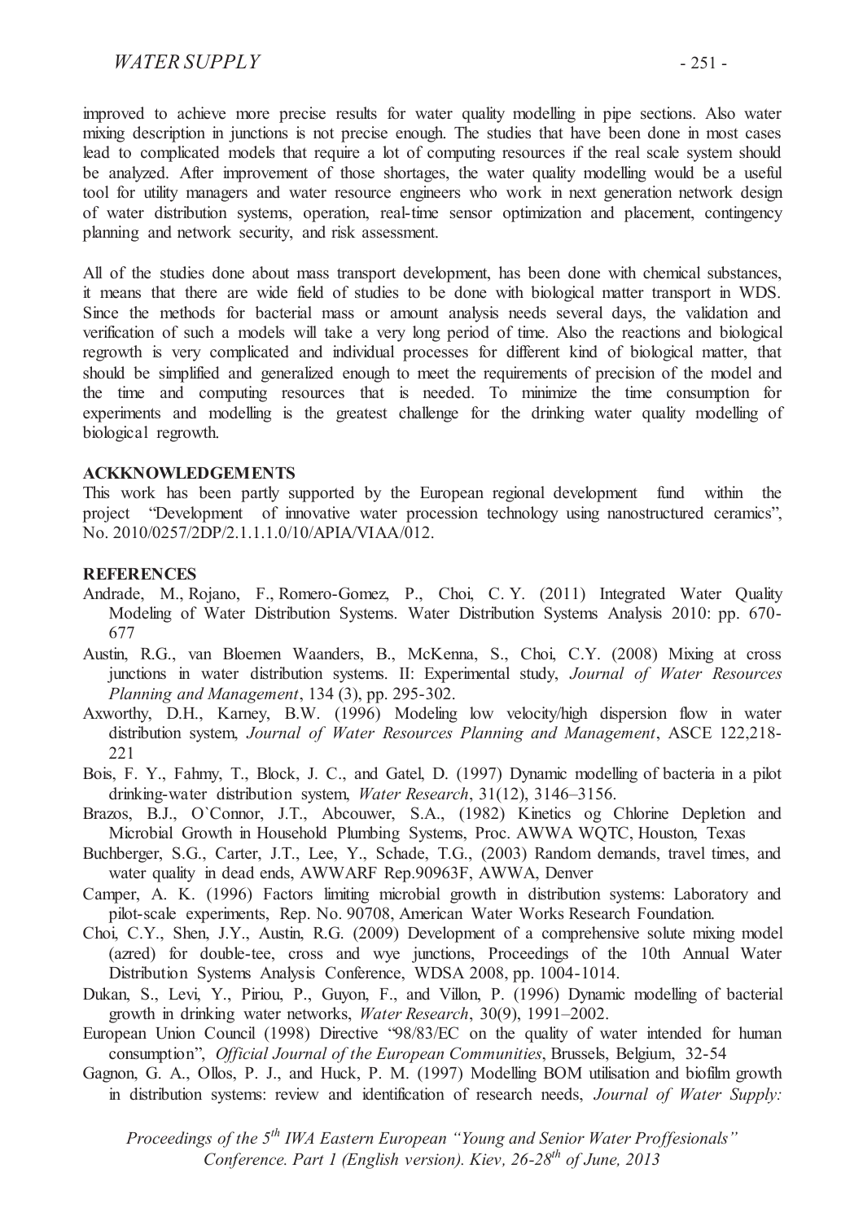improved to achieve more precise results for water quality modelling in pipe sections. Also water mixing description in junctions is not precise enough. The studies that have been done in most cases lead to complicated models that require a lot of computing resources if the real scale system should be analyzed. After improvement of those shortages, the water quality modelling would be a useful tool for utility managers and water resource engineers who work in next generation network design of water distribution systems, operation, real-time sensor optimization and placement, contingency planning and network security, and risk assessment.

All of the studies done about mass transport development, has been done with chemical substances, it means that there are wide field of studies to be done with biological matter transport in WDS. Since the methods for bacterial mass or amount analysis needs several days, the validation and verification of such a models will take a very long period of time. Also the reactions and biological regrowth is very complicated and individual processes for different kind of biological matter, that should be simplified and generalized enough to meet the requirements of precision of the model and the time and computing resources that is needed. To minimize the time consumption for experiments and modelling is the greatest challenge for the drinking water quality modelling of biological regrowth.

**ACKKNOWLEDGEMENTS**

This work has been partly supported by the European regional development fund within the project "Development of innovative water procession technology using nanostructured ceramics", No. 2010/0257/2DP/2.1.1.1.0/10/APIA/VIAA/012.

**REFERENCES**

Andrade, M., Rojano, F., Romero-Gomez, P., Choi, C. Y. (2011) Integrated Water Quality Modeling of Water Distribution Systems. Water Distribution Systems Analysis 2010: pp. 670-677

Austin, R.G., van Bloemen Waanders, B., McKenna, S., Choi, C.Y. (2008) Mixing at cross junctions in water distribution systems. II: Experimental study, *Journal of Water Resources Planning and Management*, 134 (3), pp. 295-302.

Axworthy, D.H., Karney, B.W. (1996) Modeling low velocity/high dispersion flow in water distribution system, *Journal of Water Resources Planning and Management*, ASCE 122,218-221

Bois, F. Y., Fahmy, T., Block, J. C., and Gatel, D. (1997) Dynamic modelling of bacteria in a pilot drinking-water distribution system, *Water Research*, 31(12), 3146–3156.

Brazos, B.J., O`Connor, J.T., Abcouwer, S.A., (1982) Kinetics og Chlorine Depletion and Microbial Growth in Household Plumbing Systems, Proc. AWWA WQTC, Houston, Texas

Buchberger, S.G., Carter, J.T., Lee, Y., Schade, T.G., (2003) Random demands, travel times, and water quality in dead ends, AWWARF Rep.90963F, AWWA, Denver

Camper, A. K. (1996) Factors limiting microbial growth in distribution systems: Laboratory and pilot-scale experiments, Rep. No. 90708, American Water Works Research Foundation.

Choi, C.Y., Shen, J.Y., Austin, R.G. (2009) Development of a comprehensive solute mixing model (azred) for double-tee, cross and wye junctions, Proceedings of the 10th Annual Water Distribution Systems Analysis Conference, WDSA 2008, pp. 1004-1014.

Dukan, S., Levi, Y., Piriou, P., Guyon, F., and Villon, P. (1996) Dynamic modelling of bacterial growth in drinking water networks, *Water Research*, 30(9), 1991–2002.

European Union Council (1998) Directive "98/83/EC on the quality of water intended for human consumption", *Official Journal of the European Communities*, Brussels, Belgium, 32-54

Gagnon, G. A., Ollos, P. J., and Huck, P. M. (1997) Modelling BOM utilisation and biofilm growth in distribution systems: review and identification of research needs, *Journal of Water Supply:*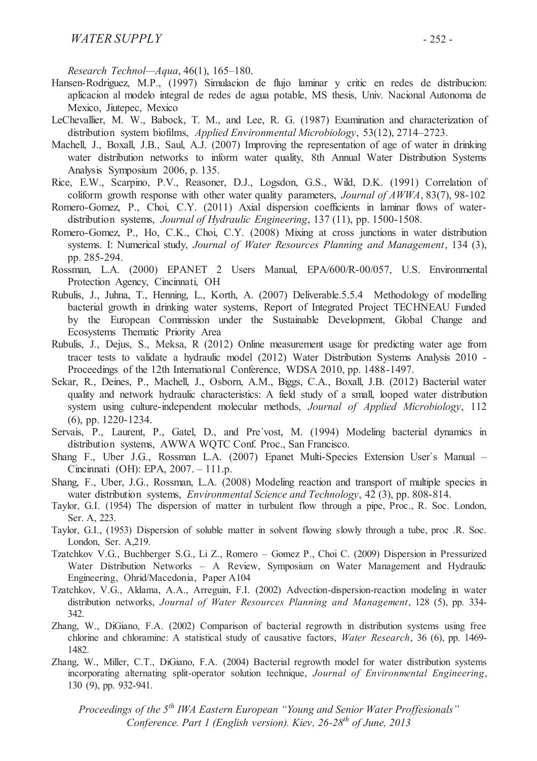*Research Technol—Aqua*, 46(1), 165–180.

Hansen-Rodriguez, M.P., (1997) Simulacion de flujo laminar y critic en redes de distribucion: aplicacion al modelo integral de redes de agua potable, MS thesis, Univ. Nacional Autonoma de Mexico, Jiutepec, Mexico

LeChevallier, M. W., Babock, T. M., and Lee, R. G. (1987) Examination and characterization of distribution system biofilms, *Applied Environmental Microbiology*, 53(12), 2714–2723.

Machell, J., Boxall, J.B., Saul, A.J. (2007) Improving the representation of age of water in drinking water distribution networks to inform water quality, 8th Annual Water Distribution Systems Analysis Symposium 2006, p. 135.

Rice, E.W., Scarpino, P.V., Reasoner, D.J., Logsdon, G.S., Wild, D.K. (1991) Correlation of coliform growth response with other water quality parameters, *Journal of AWWA*, 83(7), 98-102

Romero-Gomez, P., Choi, C.Y. (2011) Axial dispersion coefficients in laminar flows of water-distribution systems, *Journal of Hydraulic Engineering*, 137 (11), pp. 1500-1508.

Romero-Gomez, P., Ho, C.K., Choi, C.Y. (2008) Mixing at cross junctions in water distribution systems. I: Numerical study, *Journal of Water Resources Planning and Management*, 134 (3), pp. 285-294.

Rossman, L.A. (2000) EPANET 2 Users Manual, EPA/600/R-00/057, U.S. Environmental Protection Agency, Cincinnati, OH

Rubulis, J., Juhna, T., Henning, L., Korth, A. (2007) Deliverable.5.5.4 Methodology of modelling bacterial growth in drinking water systems, Report of Integrated Project TECHNEAU Funded by the European Commission under the Sustainable Development, Global Change and Ecosystems Thematic Priority Area

Rubulis, J., Dejus, S., Meksa, R (2012) Online measurement usage for predicting water age from tracer tests to validate a hydraulic model (2012) Water Distribution Systems Analysis 2010 - Proceedings of the 12th International Conference, WDSA 2010, pp. 1488-1497.

Sekar, R., Deines, P., Machell, J., Osborn, A.M., Biggs, C.A., Boxall, J.B. (2012) Bacterial water quality and network hydraulic characteristics: A field study of a small, looped water distribution system using culture-independent molecular methods, *Journal of Applied Microbiology*, 112 (6), pp. 1220-1234.

Servais, P., Laurent, P., Gatel, D., and Pre´vost, M. (1994) Modeling bacterial dynamics in distribution systems, AWWA WQTC Conf. Proc., San Francisco.

Shang F., Uber J.G., Rossman L.A. (2007) Epanet Multi-Species Extension User`s Manual – Cincinnati (OH): EPA, 2007. – 111.p.

Shang, F., Uber, J.G., Rossman, L.A. (2008) Modeling reaction and transport of multiple species in water distribution systems, *Environmental Science and Technology*, 42 (3), pp. 808-814.

Taylor, G.I. (1954) The dispersion of matter in turbulent flow through a pipe, Proc., R. Soc. London, Ser. A, 223.

Taylor, G.I., (1953) Dispersion of soluble matter in solvent flowing slowly through a tube, proc .R. Soc. London, Ser. A,219.

Tzatchkov V.G., Buchberger S.G., Li Z., Romero – Gomez P., Choi C. (2009) Dispersion in Pressurized Water Distribution Networks – A Review, Symposium on Water Management and Hydraulic Engineering, Ohrid/Macedonia, Paper A104

Tzatchkov, V.G., Aldama, A.A., Arreguin, F.I. (2002) Advection-dispersion-reaction modeling in water distribution networks, *Journal of Water Resources Planning and Management*, 128 (5), pp. 334-342.

Zhang, W., DiGiano, F.A. (2002) Comparison of bacterial regrowth in distribution systems using free chlorine and chloramine: A statistical study of causative factors, *Water Research*, 36 (6), pp. 1469-1482.

Zhang, W., Miller, C.T., DiGiano, F.A. (2004) Bacterial regrowth model for water distribution systems incorporating alternating split-operator solution technique, *Journal of Environmental Engineering*, 130 (9), pp. 932-941.